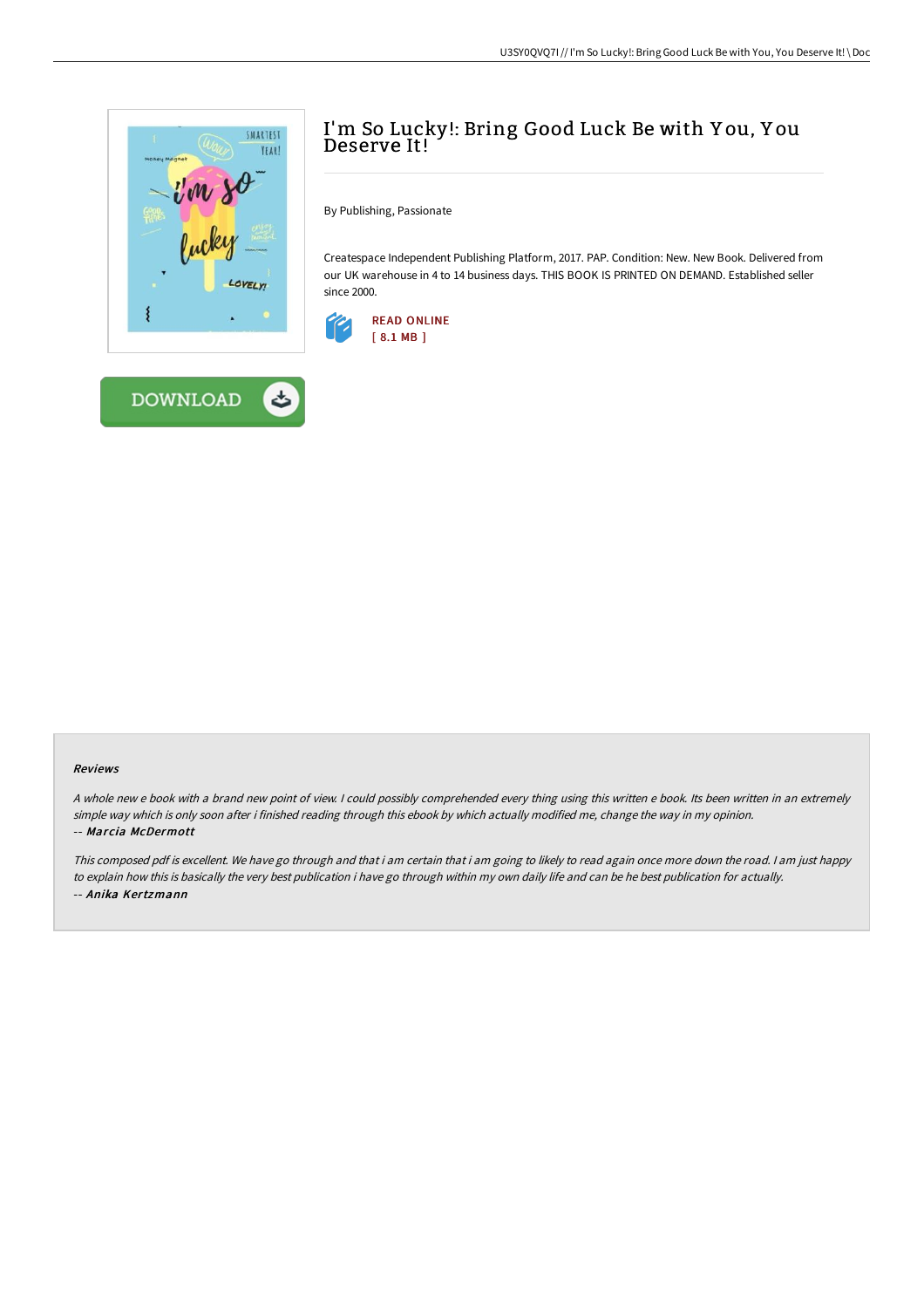# I'm So Lucky!: Bring Good Luck Be with You, You Deserve It!

By Publishing, Passionate

Createspace Independent Publishing Platform, 2017. PAP. Condition: New. New Book. Delivered from our UK warehouse in 4 to 14 business days. THIS BOOK IS PRINTED ON DEMAND. Established seller since 2000.

READ ONLINE
[ 8.1 MB ]

DOWNLOAD

### Reviews

*A whole new e book with a brand new point of view. I could possibly comprehended every thing using this written e book. Its been written in an extremely simple way which is only soon after i finished reading through this ebook by which actually modified me, change the way in my opinion.*
*-- Marcia McDermott*

*This composed pdf is excellent. We have go through and that i am certain that i am going to likely to read again once more down the road. I am just happy to explain how this is basically the very best publication i have go through within my own daily life and can be he best publication for actually.*
*-- Anika Kertzmann*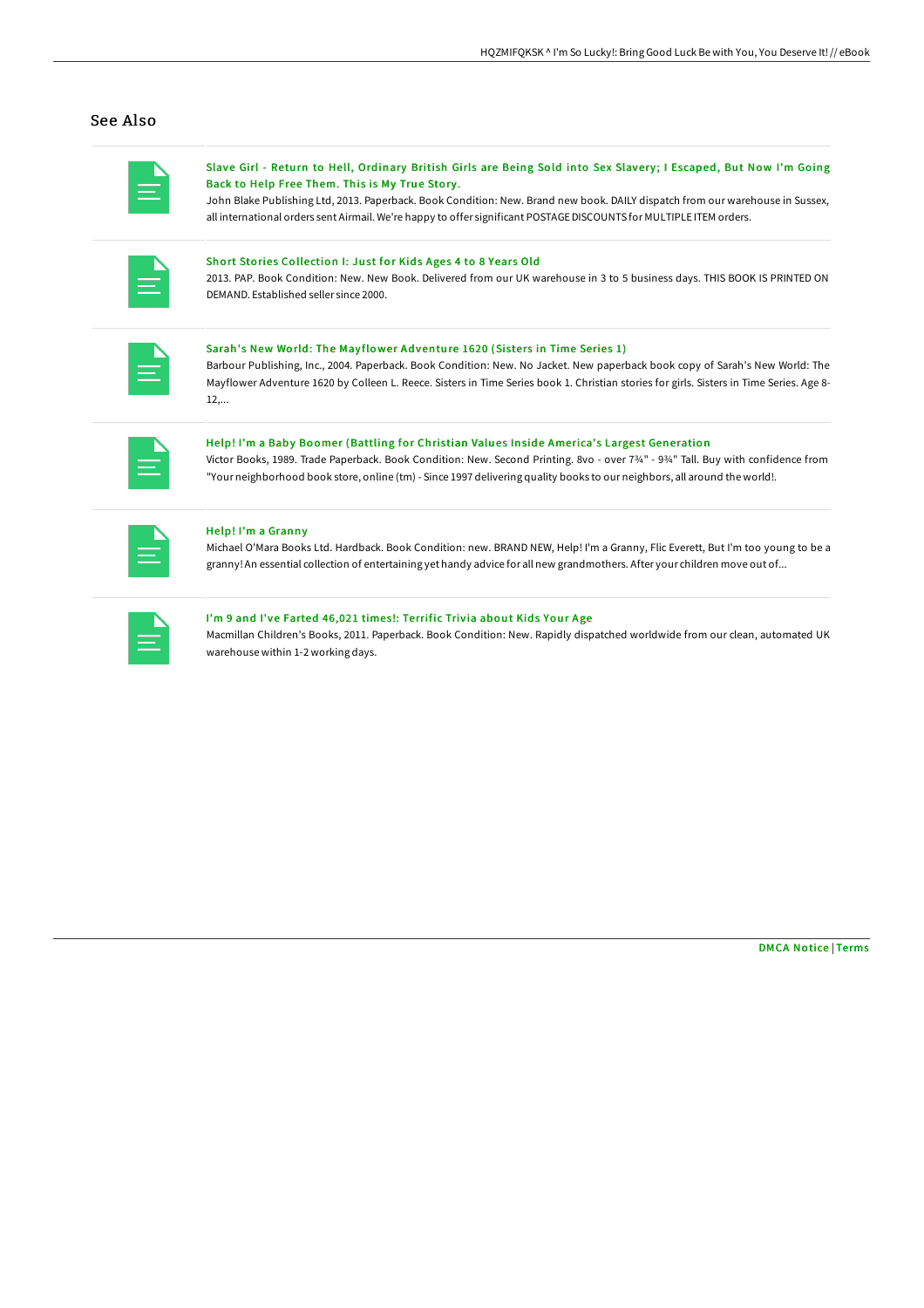## See Also

**Slave Girl - Return to Hell, Ordinary British Girls are Being Sold into Sex Slavery; I Escaped, But Now I'm Going Back to Help Free Them. This is My True Story.**

John Blake Publishing Ltd, 2013. Paperback. Book Condition: New. Brand new book. DAILY dispatch from our warehouse in Sussex, all international orders sent Airmail. We're happy to offer significant POSTAGE DISCOUNTS for MULTIPLE ITEM orders.

**Short Stories Collection I: Just for Kids Ages 4 to 8 Years Old**

2013. PAP. Book Condition: New. New Book. Delivered from our UK warehouse in 3 to 5 business days. THIS BOOK IS PRINTED ON DEMAND. Established seller since 2000.

**Sarah's New World: The Mayflower Adventure 1620 (Sisters in Time Series 1)**

Barbour Publishing, Inc., 2004. Paperback. Book Condition: New. No Jacket. New paperback book copy of Sarah's New World: The Mayflower Adventure 1620 by Colleen L. Reece. Sisters in Time Series book 1. Christian stories for girls. Sisters in Time Series. Age 8-12,...

**Help! I'm a Baby Boomer (Battling for Christian Values Inside America's Largest Generation**

Victor Books, 1989. Trade Paperback. Book Condition: New. Second Printing. 8vo - over 7¾" - 9¾" Tall. Buy with confidence from "Your neighborhood book store, online (tm) - Since 1997 delivering quality books to our neighbors, all around the world!.

**Help! I'm a Granny**

Michael O'Mara Books Ltd. Hardback. Book Condition: new. BRAND NEW, Help! I'm a Granny, Flic Everett, But I'm too young to be a granny! An essential collection of entertaining yet handy advice for all new grandmothers. After your children move out of...

**I'm 9 and I've Farted 46,021 times!: Terrific Trivia about Kids Your Age**

Macmillan Children's Books, 2011. Paperback. Book Condition: New. Rapidly dispatched worldwide from our clean, automated UK warehouse within 1-2 working days.